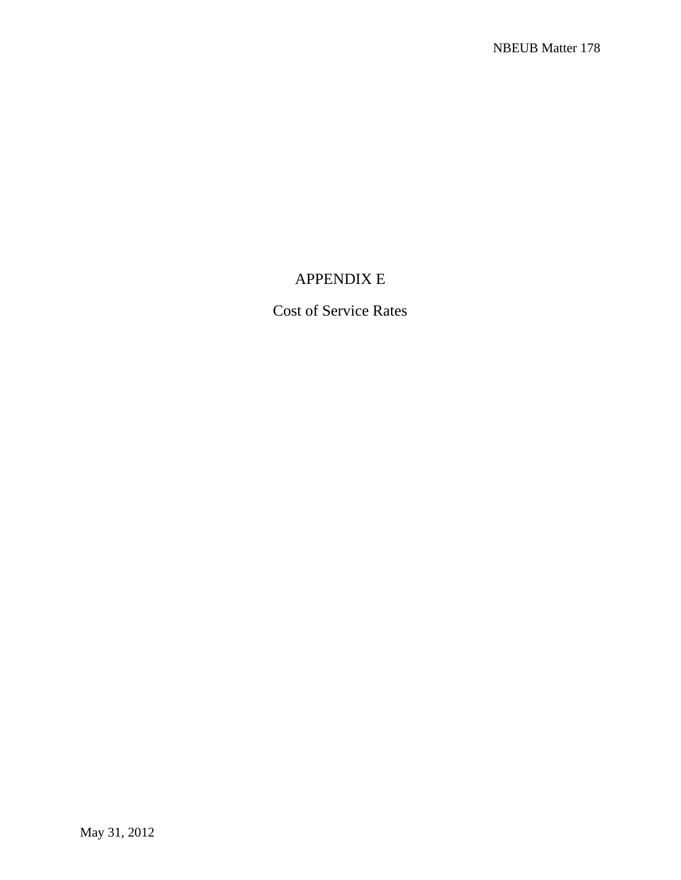# APPENDIX E

## Cost of Service Rates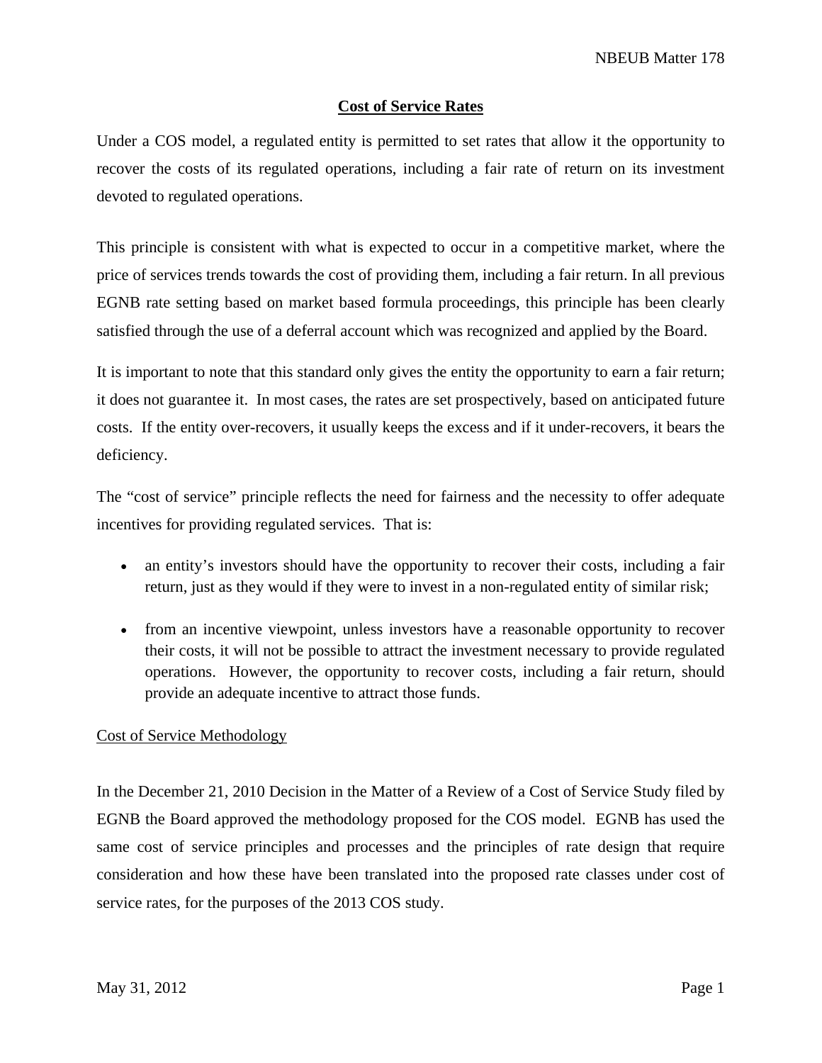## Cost of Service Rates

Under a COS model, a regulated entity is permitted to set rates that allow it the opportunity to recover the costs of its regulated operations, including a fair rate of return on its investment devoted to regulated operations.

This principle is consistent with what is expected to occur in a competitive market, where the price of services trends towards the cost of providing them, including a fair return. In all previous EGNB rate setting based on market based formula proceedings, this principle has been clearly satisfied through the use of a deferral account which was recognized and applied by the Board.

It is important to note that this standard only gives the entity the opportunity to earn a fair return; it does not guarantee it. In most cases, the rates are set prospectively, based on anticipated future costs. If the entity over-recovers, it usually keeps the excess and if it under-recovers, it bears the deficiency.

The "cost of service" principle reflects the need for fairness and the necessity to offer adequate incentives for providing regulated services. That is:

- an entity's investors should have the opportunity to recover their costs, including a fair return, just as they would if they were to invest in a non-regulated entity of similar risk;
- from an incentive viewpoint, unless investors have a reasonable opportunity to recover their costs, it will not be possible to attract the investment necessary to provide regulated operations. However, the opportunity to recover costs, including a fair return, should provide an adequate incentive to attract those funds.

### Cost of Service Methodology

In the December 21, 2010 Decision in the Matter of a Review of a Cost of Service Study filed by EGNB the Board approved the methodology proposed for the COS model. EGNB has used the same cost of service principles and processes and the principles of rate design that require consideration and how these have been translated into the proposed rate classes under cost of service rates, for the purposes of the 2013 COS study.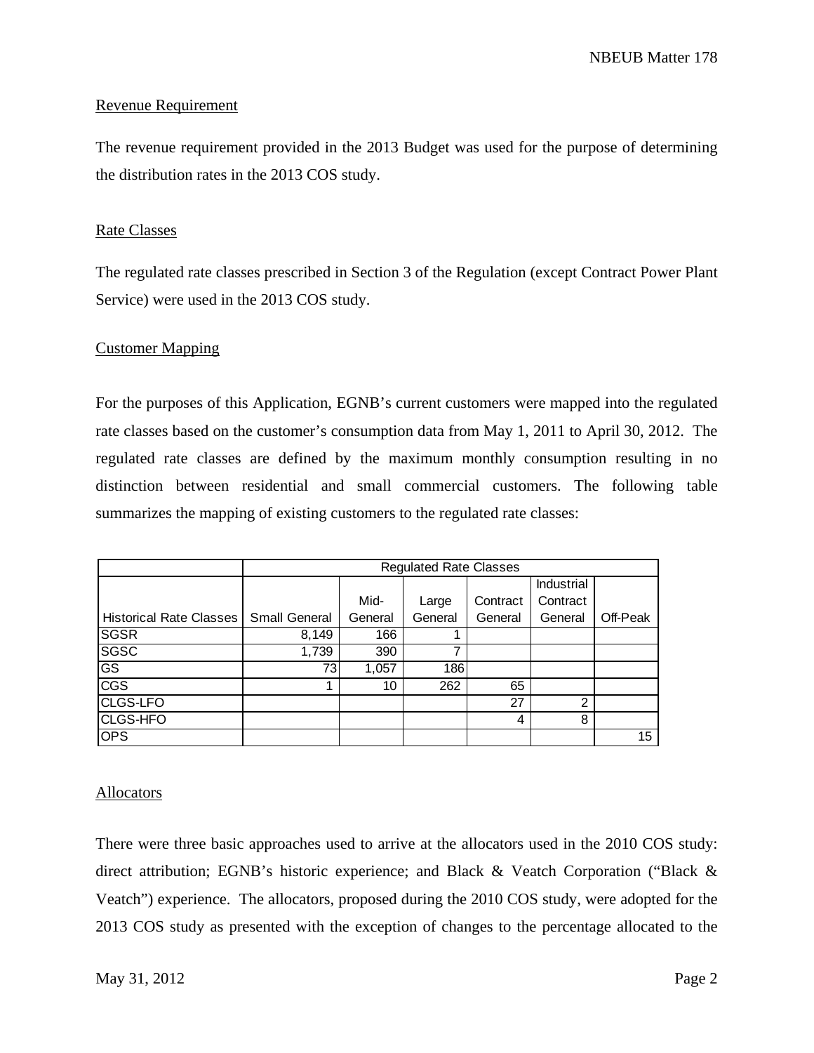## Revenue Requirement

The revenue requirement provided in the 2013 Budget was used for the purpose of determining the distribution rates in the 2013 COS study.

## Rate Classes

The regulated rate classes prescribed in Section 3 of the Regulation (except Contract Power Plant Service) were used in the 2013 COS study.

## Customer Mapping

For the purposes of this Application, EGNB's current customers were mapped into the regulated rate classes based on the customer's consumption data from May 1, 2011 to April 30, 2012. The regulated rate classes are defined by the maximum monthly consumption resulting in no distinction between residential and small commercial customers. The following table summarizes the mapping of existing customers to the regulated rate classes:

| | Regulated Rate Classes | | | | | |
|---|---|---|---|---|---|---|
| Historical Rate Classes | Small General | Mid-General | Large General | Contract General | Industrial Contract General | Off-Peak |
| SGSR | 8,149 | 166 | 1 | | | |
| SGSC | 1,739 | 390 | 7 | | | |
| GS | 73 | 1,057 | 186 | | | |
| CGS | 1 | 10 | 262 | 65 | | |
| CLGS-LFO | | | | 27 | 2 | |
| CLGS-HFO | | | | 4 | 8 | |
| OPS | | | | | | 15 |

## Allocators

There were three basic approaches used to arrive at the allocators used in the 2010 COS study: direct attribution; EGNB's historic experience; and Black & Veatch Corporation ("Black & Veatch") experience. The allocators, proposed during the 2010 COS study, were adopted for the 2013 COS study as presented with the exception of changes to the percentage allocated to the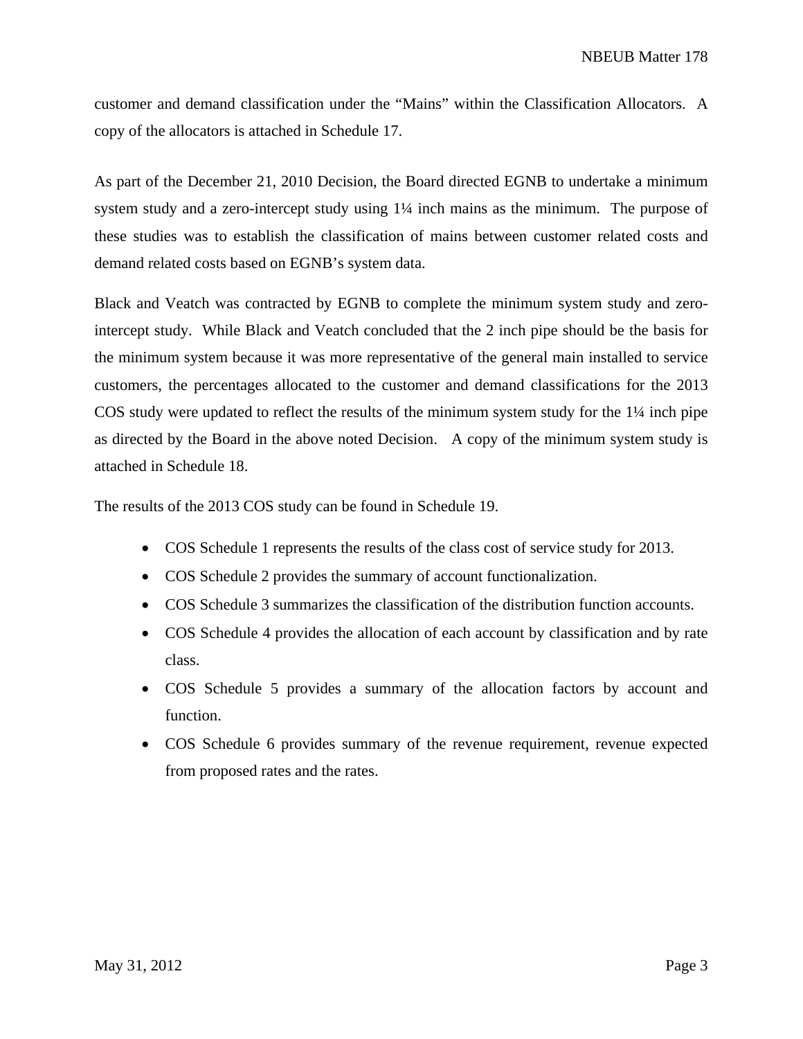customer and demand classification under the "Mains" within the Classification Allocators. A copy of the allocators is attached in Schedule 17.

As part of the December 21, 2010 Decision, the Board directed EGNB to undertake a minimum system study and a zero-intercept study using 1¼ inch mains as the minimum. The purpose of these studies was to establish the classification of mains between customer related costs and demand related costs based on EGNB's system data.

Black and Veatch was contracted by EGNB to complete the minimum system study and zero-intercept study. While Black and Veatch concluded that the 2 inch pipe should be the basis for the minimum system because it was more representative of the general main installed to service customers, the percentages allocated to the customer and demand classifications for the 2013 COS study were updated to reflect the results of the minimum system study for the 1¼ inch pipe as directed by the Board in the above noted Decision. A copy of the minimum system study is attached in Schedule 18.

The results of the 2013 COS study can be found in Schedule 19.

- COS Schedule 1 represents the results of the class cost of service study for 2013.
- COS Schedule 2 provides the summary of account functionalization.
- COS Schedule 3 summarizes the classification of the distribution function accounts.
- COS Schedule 4 provides the allocation of each account by classification and by rate class.
- COS Schedule 5 provides a summary of the allocation factors by account and function.
- COS Schedule 6 provides summary of the revenue requirement, revenue expected from proposed rates and the rates.